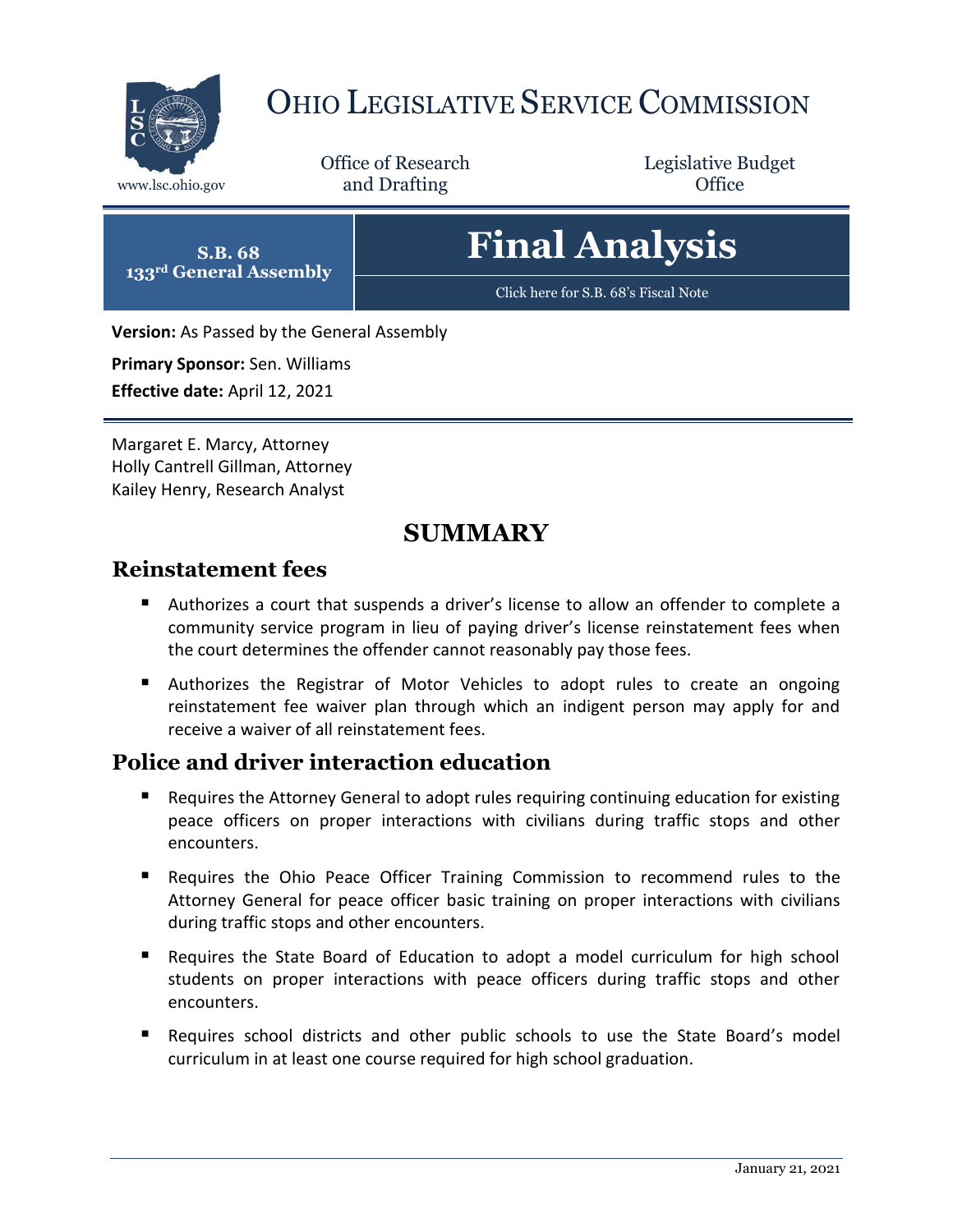# OHIO LEGISLATIVE SERVICE COMMISSION

www.lsc.ohio.gov

Office of Research and Drafting

Legislative Budget Office

**S.B. 68**
**133rd General Assembly**

# Final Analysis

Click here for S.B. 68's Fiscal Note

**Version:** As Passed by the General Assembly

**Primary Sponsor:** Sen. Williams

**Effective date:** April 12, 2021

Margaret E. Marcy, Attorney
Holly Cantrell Gillman, Attorney
Kailey Henry, Research Analyst

## SUMMARY

### Reinstatement fees

- Authorizes a court that suspends a driver's license to allow an offender to complete a community service program in lieu of paying driver's license reinstatement fees when the court determines the offender cannot reasonably pay those fees.
- Authorizes the Registrar of Motor Vehicles to adopt rules to create an ongoing reinstatement fee waiver plan through which an indigent person may apply for and receive a waiver of all reinstatement fees.

### Police and driver interaction education

- Requires the Attorney General to adopt rules requiring continuing education for existing peace officers on proper interactions with civilians during traffic stops and other encounters.
- Requires the Ohio Peace Officer Training Commission to recommend rules to the Attorney General for peace officer basic training on proper interactions with civilians during traffic stops and other encounters.
- Requires the State Board of Education to adopt a model curriculum for high school students on proper interactions with peace officers during traffic stops and other encounters.
- Requires school districts and other public schools to use the State Board's model curriculum in at least one course required for high school graduation.

January 21, 2021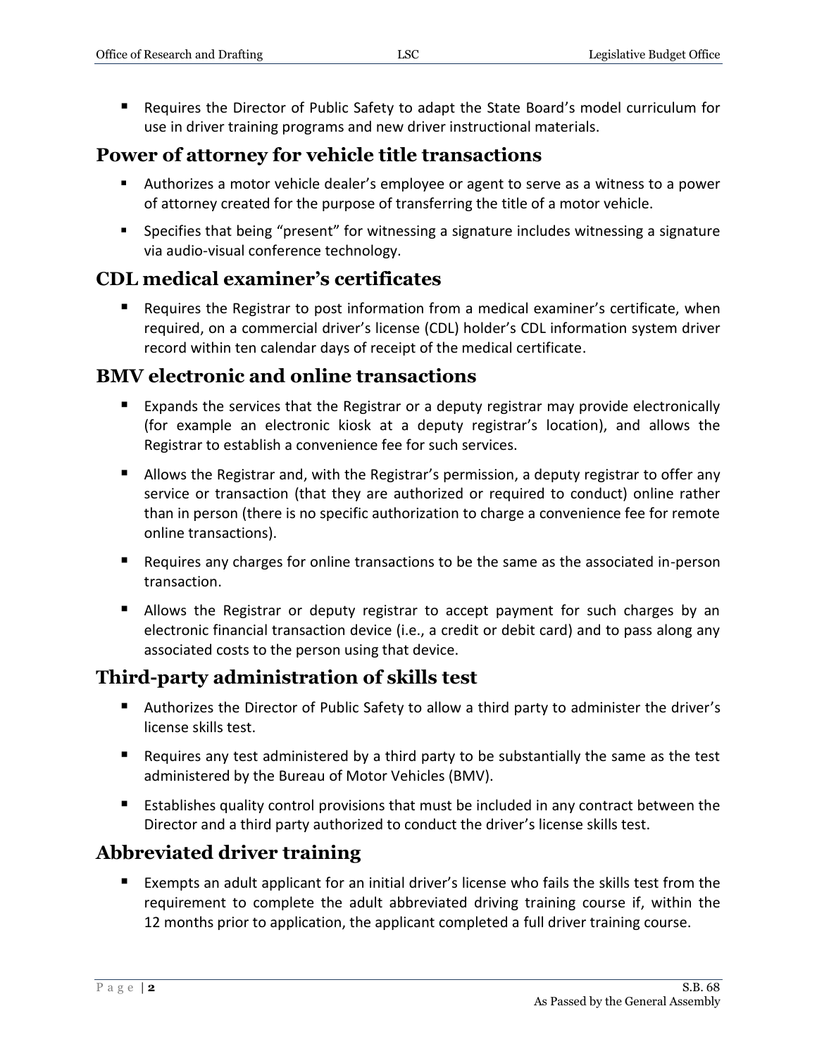- Requires the Director of Public Safety to adapt the State Board's model curriculum for use in driver training programs and new driver instructional materials.

## Power of attorney for vehicle title transactions

- Authorizes a motor vehicle dealer's employee or agent to serve as a witness to a power of attorney created for the purpose of transferring the title of a motor vehicle.
- Specifies that being "present" for witnessing a signature includes witnessing a signature via audio-visual conference technology.

## CDL medical examiner's certificates

- Requires the Registrar to post information from a medical examiner's certificate, when required, on a commercial driver's license (CDL) holder's CDL information system driver record within ten calendar days of receipt of the medical certificate.

## BMV electronic and online transactions

- Expands the services that the Registrar or a deputy registrar may provide electronically (for example an electronic kiosk at a deputy registrar's location), and allows the Registrar to establish a convenience fee for such services.
- Allows the Registrar and, with the Registrar's permission, a deputy registrar to offer any service or transaction (that they are authorized or required to conduct) online rather than in person (there is no specific authorization to charge a convenience fee for remote online transactions).
- Requires any charges for online transactions to be the same as the associated in-person transaction.
- Allows the Registrar or deputy registrar to accept payment for such charges by an electronic financial transaction device (i.e., a credit or debit card) and to pass along any associated costs to the person using that device.

## Third-party administration of skills test

- Authorizes the Director of Public Safety to allow a third party to administer the driver's license skills test.
- Requires any test administered by a third party to be substantially the same as the test administered by the Bureau of Motor Vehicles (BMV).
- Establishes quality control provisions that must be included in any contract between the Director and a third party authorized to conduct the driver's license skills test.

## Abbreviated driver training

- Exempts an adult applicant for an initial driver's license who fails the skills test from the requirement to complete the adult abbreviated driving training course if, within the 12 months prior to application, the applicant completed a full driver training course.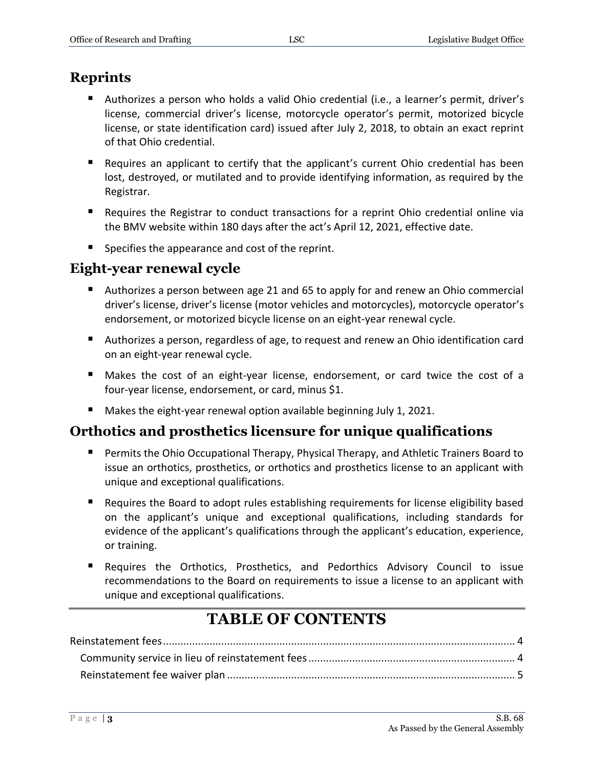## Reprints

- Authorizes a person who holds a valid Ohio credential (i.e., a learner's permit, driver's license, commercial driver's license, motorcycle operator's permit, motorized bicycle license, or state identification card) issued after July 2, 2018, to obtain an exact reprint of that Ohio credential.
- Requires an applicant to certify that the applicant's current Ohio credential has been lost, destroyed, or mutilated and to provide identifying information, as required by the Registrar.
- Requires the Registrar to conduct transactions for a reprint Ohio credential online via the BMV website within 180 days after the act's April 12, 2021, effective date.
- Specifies the appearance and cost of the reprint.

## Eight-year renewal cycle

- Authorizes a person between age 21 and 65 to apply for and renew an Ohio commercial driver's license, driver's license (motor vehicles and motorcycles), motorcycle operator's endorsement, or motorized bicycle license on an eight-year renewal cycle.
- Authorizes a person, regardless of age, to request and renew an Ohio identification card on an eight-year renewal cycle.
- Makes the cost of an eight-year license, endorsement, or card twice the cost of a four-year license, endorsement, or card, minus $1.
- Makes the eight-year renewal option available beginning July 1, 2021.

## Orthotics and prosthetics licensure for unique qualifications

- Permits the Ohio Occupational Therapy, Physical Therapy, and Athletic Trainers Board to issue an orthotics, prosthetics, or orthotics and prosthetics license to an applicant with unique and exceptional qualifications.
- Requires the Board to adopt rules establishing requirements for license eligibility based on the applicant's unique and exceptional qualifications, including standards for evidence of the applicant's qualifications through the applicant's education, experience, or training.
- Requires the Orthotics, Prosthetics, and Pedorthics Advisory Council to issue recommendations to the Board on requirements to issue a license to an applicant with unique and exceptional qualifications.

# TABLE OF CONTENTS

Reinstatement fees ........................................................................................................ 4
  Community service in lieu of reinstatement fees ...................................................................... 4
  Reinstatement fee waiver plan .................................................................................................. 5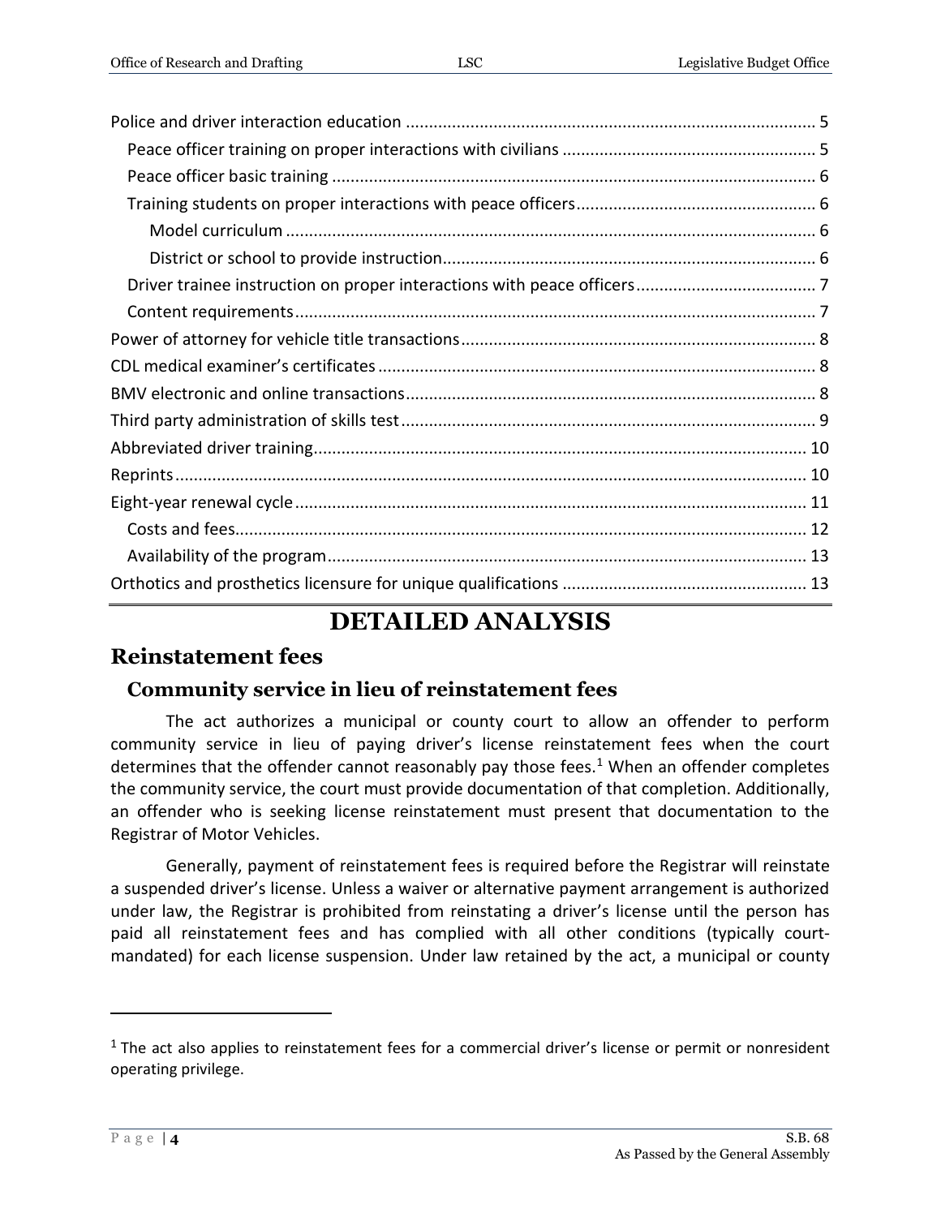Police and driver interaction education ........................................................................................ 5

Peace officer training on proper interactions with civilians ...................................................... 5

Peace officer basic training ........................................................................................................ 6

Training students on proper interactions with peace officers.................................................... 6

Model curriculum .................................................................................................................. 6

District or school to provide instruction................................................................................ 6

Driver trainee instruction on proper interactions with peace officers....................................... 7

Content requirements................................................................................................................ 7

Power of attorney for vehicle title transactions............................................................................ 8

CDL medical examiner's certificates .............................................................................................. 8

BMV electronic and online transactions........................................................................................ 8

Third party administration of skills test ......................................................................................... 9

Abbreviated driver training.......................................................................................................... 10

Reprints ........................................................................................................................................ 10

Eight-year renewal cycle .............................................................................................................. 11

Costs and fees........................................................................................................................... 12

Availability of the program....................................................................................................... 13

Orthotics and prosthetics licensure for unique qualifications ..................................................... 13

# DETAILED ANALYSIS

## Reinstatement fees

### Community service in lieu of reinstatement fees

The act authorizes a municipal or county court to allow an offender to perform community service in lieu of paying driver's license reinstatement fees when the court determines that the offender cannot reasonably pay those fees.[1] When an offender completes the community service, the court must provide documentation of that completion. Additionally, an offender who is seeking license reinstatement must present that documentation to the Registrar of Motor Vehicles.

Generally, payment of reinstatement fees is required before the Registrar will reinstate a suspended driver's license. Unless a waiver or alternative payment arrangement is authorized under law, the Registrar is prohibited from reinstating a driver's license until the person has paid all reinstatement fees and has complied with all other conditions (typically court-mandated) for each license suspension. Under law retained by the act, a municipal or county

---

[1] The act also applies to reinstatement fees for a commercial driver's license or permit or nonresident operating privilege.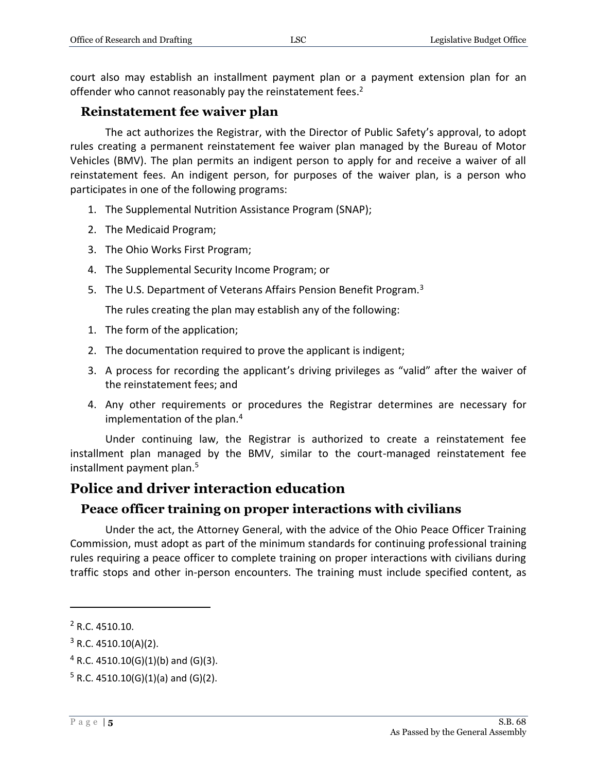court also may establish an installment payment plan or a payment extension plan for an offender who cannot reasonably pay the reinstatement fees.[2]

### Reinstatement fee waiver plan

The act authorizes the Registrar, with the Director of Public Safety's approval, to adopt rules creating a permanent reinstatement fee waiver plan managed by the Bureau of Motor Vehicles (BMV). The plan permits an indigent person to apply for and receive a waiver of all reinstatement fees. An indigent person, for purposes of the waiver plan, is a person who participates in one of the following programs:

1. The Supplemental Nutrition Assistance Program (SNAP);
2. The Medicaid Program;
3. The Ohio Works First Program;
4. The Supplemental Security Income Program; or
5. The U.S. Department of Veterans Affairs Pension Benefit Program.[3]

The rules creating the plan may establish any of the following:

1. The form of the application;
2. The documentation required to prove the applicant is indigent;
3. A process for recording the applicant's driving privileges as "valid" after the waiver of the reinstatement fees; and
4. Any other requirements or procedures the Registrar determines are necessary for implementation of the plan.[4]

Under continuing law, the Registrar is authorized to create a reinstatement fee installment plan managed by the BMV, similar to the court-managed reinstatement fee installment payment plan.[5]

## Police and driver interaction education

### Peace officer training on proper interactions with civilians

Under the act, the Attorney General, with the advice of the Ohio Peace Officer Training Commission, must adopt as part of the minimum standards for continuing professional training rules requiring a peace officer to complete training on proper interactions with civilians during traffic stops and other in-person encounters. The training must include specified content, as

---

[2] R.C. 4510.10.

[3] R.C. 4510.10(A)(2).

[4] R.C. 4510.10(G)(1)(b) and (G)(3).

[5] R.C. 4510.10(G)(1)(a) and (G)(2).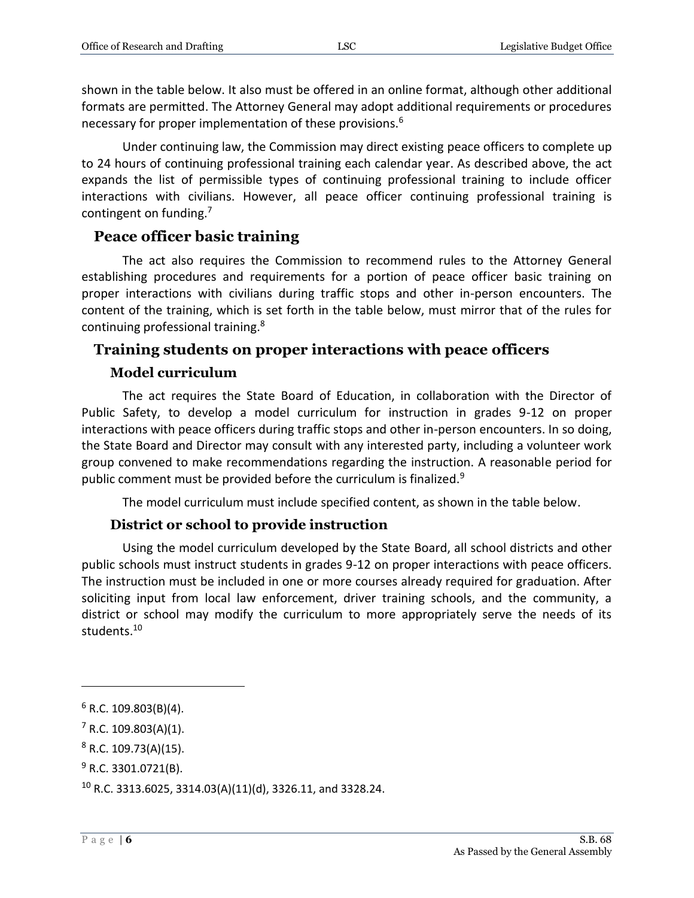shown in the table below. It also must be offered in an online format, although other additional formats are permitted. The Attorney General may adopt additional requirements or procedures necessary for proper implementation of these provisions.[6]

Under continuing law, the Commission may direct existing peace officers to complete up to 24 hours of continuing professional training each calendar year. As described above, the act expands the list of permissible types of continuing professional training to include officer interactions with civilians. However, all peace officer continuing professional training is contingent on funding.[7]

## Peace officer basic training

The act also requires the Commission to recommend rules to the Attorney General establishing procedures and requirements for a portion of peace officer basic training on proper interactions with civilians during traffic stops and other in-person encounters. The content of the training, which is set forth in the table below, must mirror that of the rules for continuing professional training.[8]

## Training students on proper interactions with peace officers

### Model curriculum

The act requires the State Board of Education, in collaboration with the Director of Public Safety, to develop a model curriculum for instruction in grades 9-12 on proper interactions with peace officers during traffic stops and other in-person encounters. In so doing, the State Board and Director may consult with any interested party, including a volunteer work group convened to make recommendations regarding the instruction. A reasonable period for public comment must be provided before the curriculum is finalized.[9]

The model curriculum must include specified content, as shown in the table below.

### District or school to provide instruction

Using the model curriculum developed by the State Board, all school districts and other public schools must instruct students in grades 9-12 on proper interactions with peace officers. The instruction must be included in one or more courses already required for graduation. After soliciting input from local law enforcement, driver training schools, and the community, a district or school may modify the curriculum to more appropriately serve the needs of its students.[10]

---

[6] R.C. 109.803(B)(4).

[7] R.C. 109.803(A)(1).

[8] R.C. 109.73(A)(15).

[9] R.C. 3301.0721(B).

[10] R.C. 3313.6025, 3314.03(A)(11)(d), 3326.11, and 3328.24.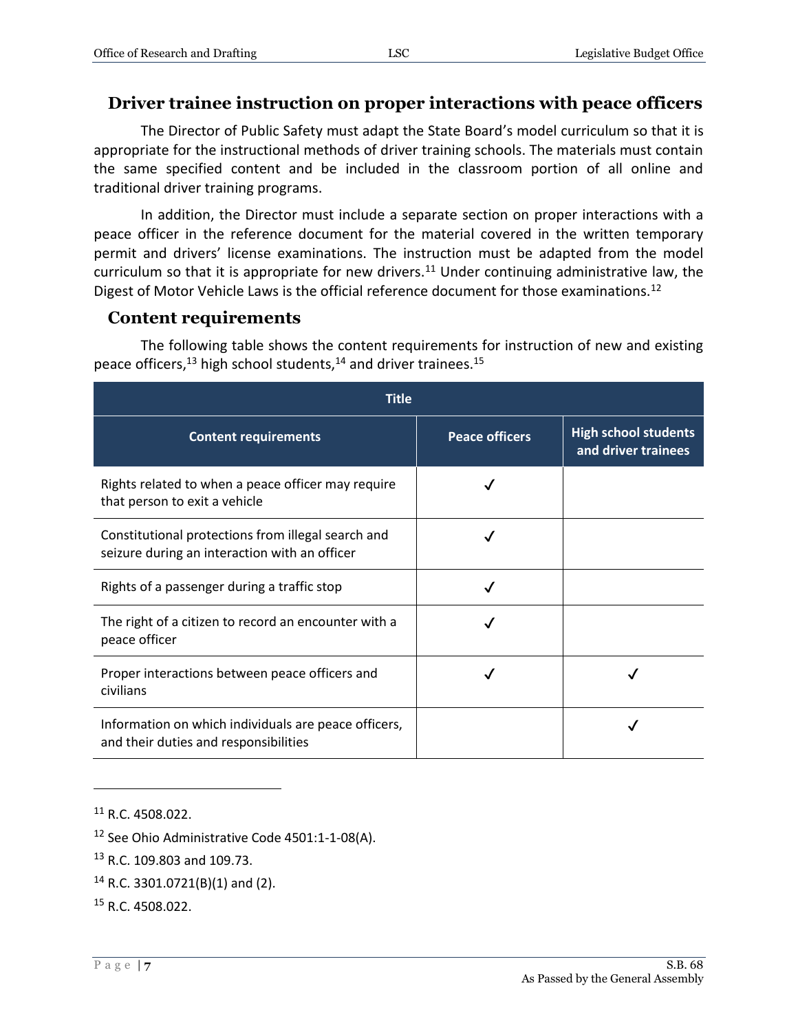## Driver trainee instruction on proper interactions with peace officers

The Director of Public Safety must adapt the State Board's model curriculum so that it is appropriate for the instructional methods of driver training schools. The materials must contain the same specified content and be included in the classroom portion of all online and traditional driver training programs.

In addition, the Director must include a separate section on proper interactions with a peace officer in the reference document for the material covered in the written temporary permit and drivers' license examinations. The instruction must be adapted from the model curriculum so that it is appropriate for new drivers.[11] Under continuing administrative law, the Digest of Motor Vehicle Laws is the official reference document for those examinations.[12]

## Content requirements

The following table shows the content requirements for instruction of new and existing peace officers,[13] high school students,[14] and driver trainees.[15]

| Title | | |
|---|---|---|
| **Content requirements** | **Peace officers** | **High school students and driver trainees** |
| Rights related to when a peace officer may require that person to exit a vehicle | ✓ | |
| Constitutional protections from illegal search and seizure during an interaction with an officer | ✓ | |
| Rights of a passenger during a traffic stop | ✓ | |
| The right of a citizen to record an encounter with a peace officer | ✓ | |
| Proper interactions between peace officers and civilians | ✓ | ✓ |
| Information on which individuals are peace officers, and their duties and responsibilities | | ✓ |

---

[11] R.C. 4508.022.

[12] See Ohio Administrative Code 4501:1-1-08(A).

[13] R.C. 109.803 and 109.73.

[14] R.C. 3301.0721(B)(1) and (2).

[15] R.C. 4508.022.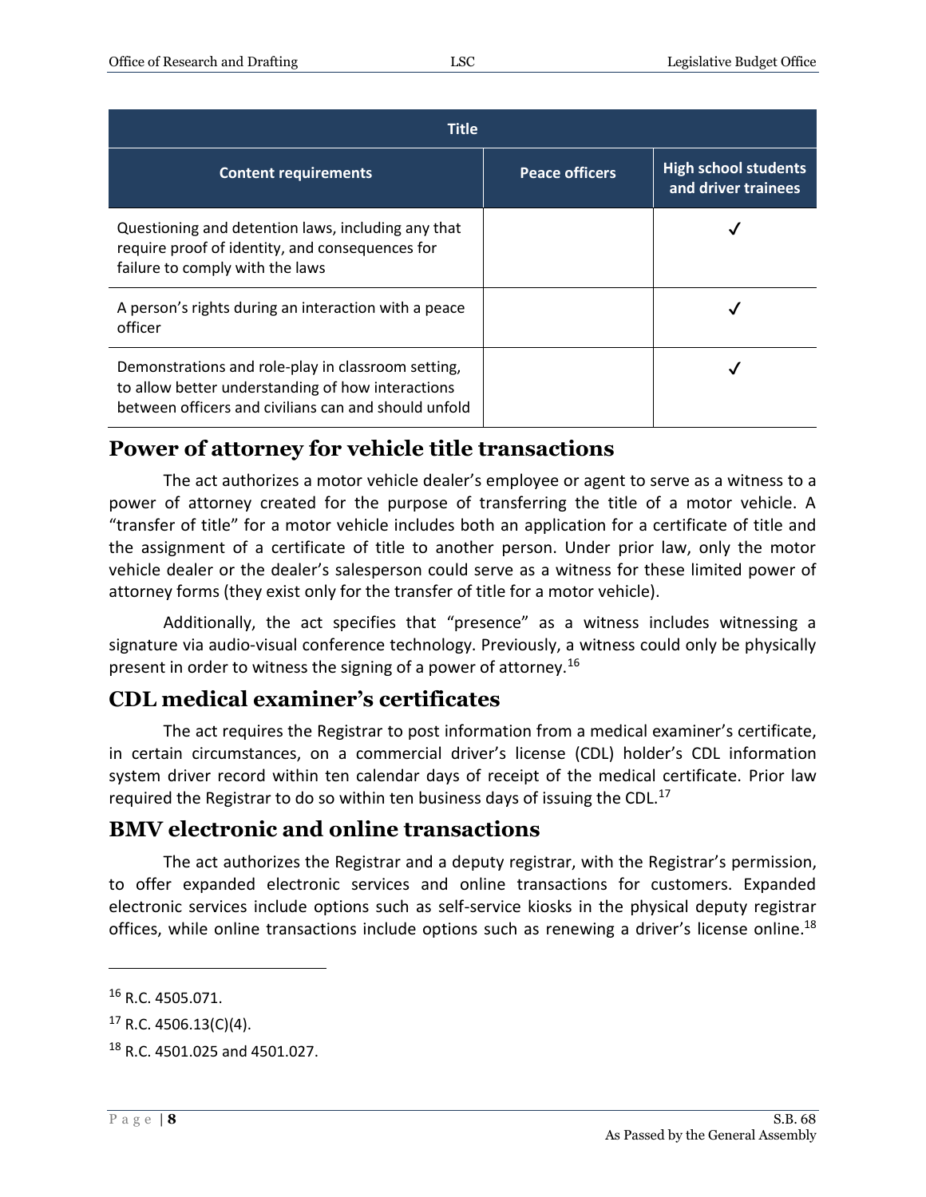| Title | | |
|---|---|---|
| **Content requirements** | **Peace officers** | **High school students and driver trainees** |
| Questioning and detention laws, including any that require proof of identity, and consequences for failure to comply with the laws | | ✓ |
| A person's rights during an interaction with a peace officer | | ✓ |
| Demonstrations and role-play in classroom setting, to allow better understanding of how interactions between officers and civilians can and should unfold | | ✓ |

## Power of attorney for vehicle title transactions

The act authorizes a motor vehicle dealer's employee or agent to serve as a witness to a power of attorney created for the purpose of transferring the title of a motor vehicle. A "transfer of title" for a motor vehicle includes both an application for a certificate of title and the assignment of a certificate of title to another person. Under prior law, only the motor vehicle dealer or the dealer's salesperson could serve as a witness for these limited power of attorney forms (they exist only for the transfer of title for a motor vehicle).

Additionally, the act specifies that "presence" as a witness includes witnessing a signature via audio-visual conference technology. Previously, a witness could only be physically present in order to witness the signing of a power of attorney.[16]

## CDL medical examiner's certificates

The act requires the Registrar to post information from a medical examiner's certificate, in certain circumstances, on a commercial driver's license (CDL) holder's CDL information system driver record within ten calendar days of receipt of the medical certificate. Prior law required the Registrar to do so within ten business days of issuing the CDL.[17]

## BMV electronic and online transactions

The act authorizes the Registrar and a deputy registrar, with the Registrar's permission, to offer expanded electronic services and online transactions for customers. Expanded electronic services include options such as self-service kiosks in the physical deputy registrar offices, while online transactions include options such as renewing a driver's license online.[18]

---

[16] R.C. 4505.071.

[17] R.C. 4506.13(C)(4).

[18] R.C. 4501.025 and 4501.027.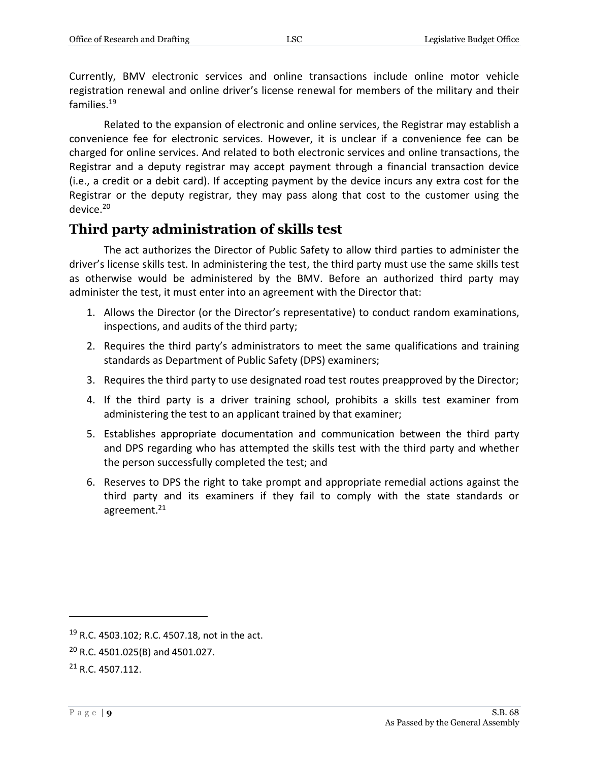Currently, BMV electronic services and online transactions include online motor vehicle registration renewal and online driver's license renewal for members of the military and their families.[19]

Related to the expansion of electronic and online services, the Registrar may establish a convenience fee for electronic services. However, it is unclear if a convenience fee can be charged for online services. And related to both electronic services and online transactions, the Registrar and a deputy registrar may accept payment through a financial transaction device (i.e., a credit or a debit card). If accepting payment by the device incurs any extra cost for the Registrar or the deputy registrar, they may pass along that cost to the customer using the device.[20]

## Third party administration of skills test

The act authorizes the Director of Public Safety to allow third parties to administer the driver's license skills test. In administering the test, the third party must use the same skills test as otherwise would be administered by the BMV. Before an authorized third party may administer the test, it must enter into an agreement with the Director that:

1. Allows the Director (or the Director's representative) to conduct random examinations, inspections, and audits of the third party;
2. Requires the third party's administrators to meet the same qualifications and training standards as Department of Public Safety (DPS) examiners;
3. Requires the third party to use designated road test routes preapproved by the Director;
4. If the third party is a driver training school, prohibits a skills test examiner from administering the test to an applicant trained by that examiner;
5. Establishes appropriate documentation and communication between the third party and DPS regarding who has attempted the skills test with the third party and whether the person successfully completed the test; and
6. Reserves to DPS the right to take prompt and appropriate remedial actions against the third party and its examiners if they fail to comply with the state standards or agreement.[21]

---

[19] R.C. 4503.102; R.C. 4507.18, not in the act.

[20] R.C. 4501.025(B) and 4501.027.

[21] R.C. 4507.112.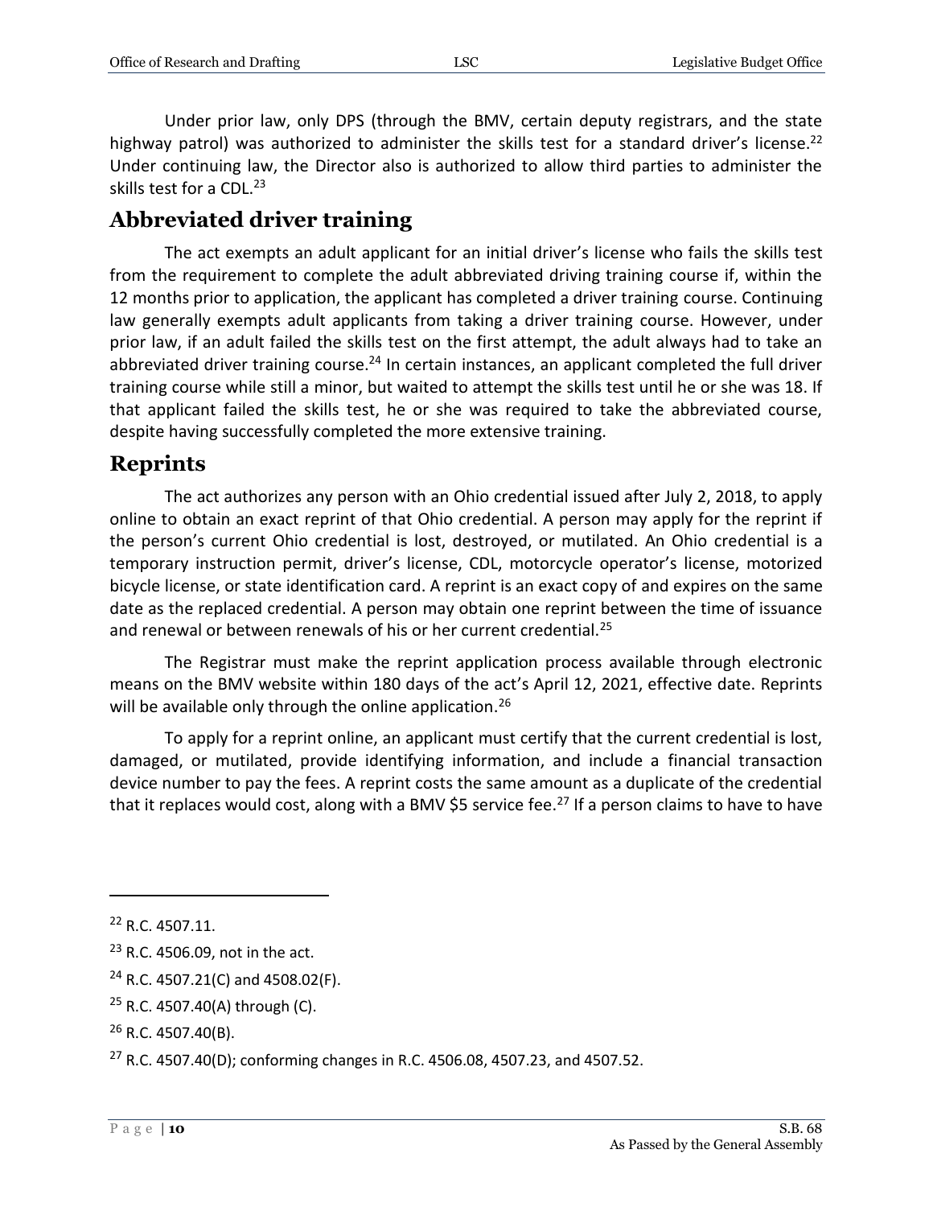Under prior law, only DPS (through the BMV, certain deputy registrars, and the state highway patrol) was authorized to administer the skills test for a standard driver's license.[22] Under continuing law, the Director also is authorized to allow third parties to administer the skills test for a CDL.[23]

## Abbreviated driver training

The act exempts an adult applicant for an initial driver's license who fails the skills test from the requirement to complete the adult abbreviated driving training course if, within the 12 months prior to application, the applicant has completed a driver training course. Continuing law generally exempts adult applicants from taking a driver training course. However, under prior law, if an adult failed the skills test on the first attempt, the adult always had to take an abbreviated driver training course.[24] In certain instances, an applicant completed the full driver training course while still a minor, but waited to attempt the skills test until he or she was 18. If that applicant failed the skills test, he or she was required to take the abbreviated course, despite having successfully completed the more extensive training.

## Reprints

The act authorizes any person with an Ohio credential issued after July 2, 2018, to apply online to obtain an exact reprint of that Ohio credential. A person may apply for the reprint if the person's current Ohio credential is lost, destroyed, or mutilated. An Ohio credential is a temporary instruction permit, driver's license, CDL, motorcycle operator's license, motorized bicycle license, or state identification card. A reprint is an exact copy of and expires on the same date as the replaced credential. A person may obtain one reprint between the time of issuance and renewal or between renewals of his or her current credential.[25]

The Registrar must make the reprint application process available through electronic means on the BMV website within 180 days of the act's April 12, 2021, effective date. Reprints will be available only through the online application.[26]

To apply for a reprint online, an applicant must certify that the current credential is lost, damaged, or mutilated, provide identifying information, and include a financial transaction device number to pay the fees. A reprint costs the same amount as a duplicate of the credential that it replaces would cost, along with a BMV $5 service fee.[27] If a person claims to have to have

---

[22] R.C. 4507.11.

[23] R.C. 4506.09, not in the act.

[24] R.C. 4507.21(C) and 4508.02(F).

[25] R.C. 4507.40(A) through (C).

[26] R.C. 4507.40(B).

[27] R.C. 4507.40(D); conforming changes in R.C. 4506.08, 4507.23, and 4507.52.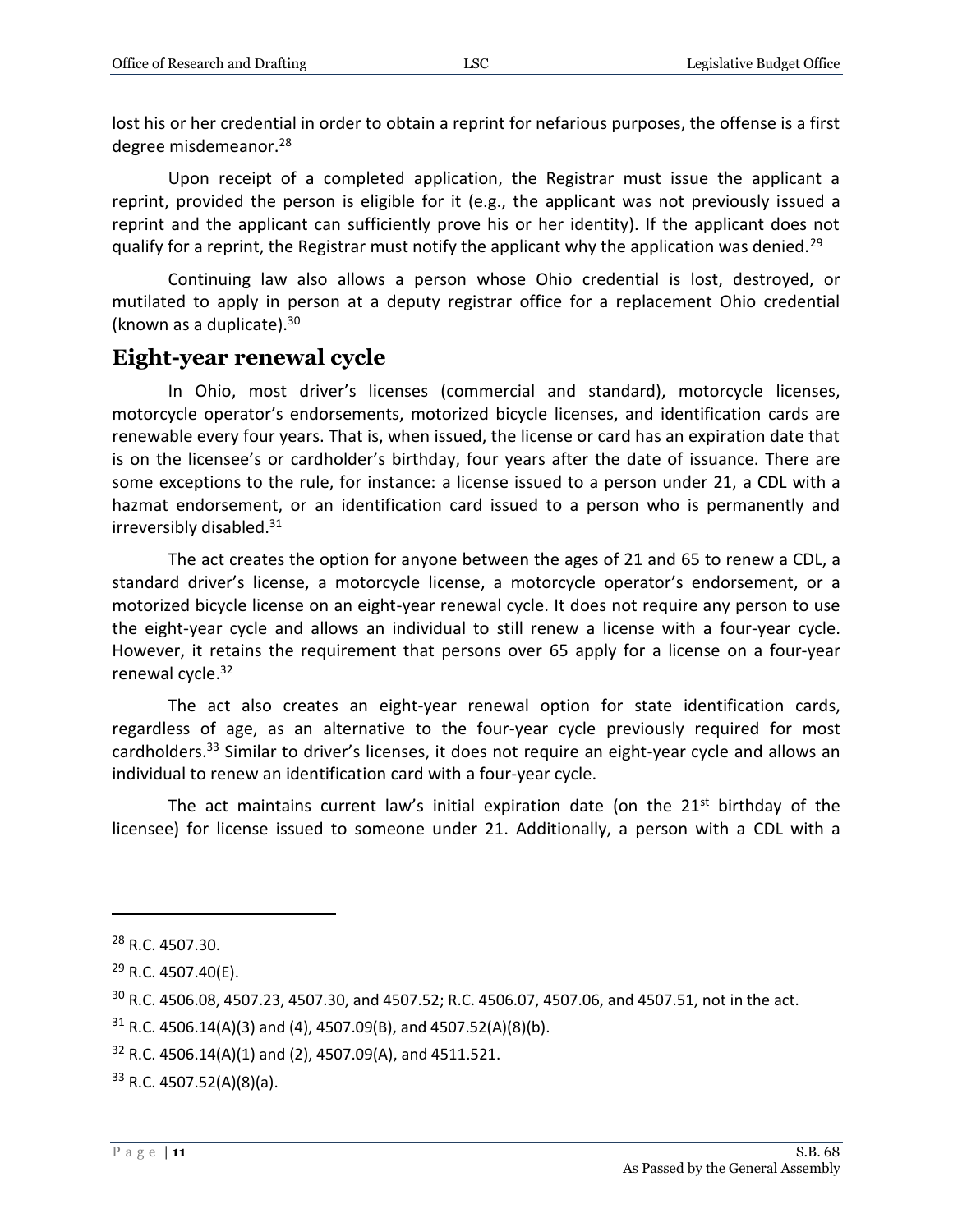lost his or her credential in order to obtain a reprint for nefarious purposes, the offense is a first degree misdemeanor.[28]

Upon receipt of a completed application, the Registrar must issue the applicant a reprint, provided the person is eligible for it (e.g., the applicant was not previously issued a reprint and the applicant can sufficiently prove his or her identity). If the applicant does not qualify for a reprint, the Registrar must notify the applicant why the application was denied.[29]

Continuing law also allows a person whose Ohio credential is lost, destroyed, or mutilated to apply in person at a deputy registrar office for a replacement Ohio credential (known as a duplicate).[30]

## Eight-year renewal cycle

In Ohio, most driver's licenses (commercial and standard), motorcycle licenses, motorcycle operator's endorsements, motorized bicycle licenses, and identification cards are renewable every four years. That is, when issued, the license or card has an expiration date that is on the licensee's or cardholder's birthday, four years after the date of issuance. There are some exceptions to the rule, for instance: a license issued to a person under 21, a CDL with a hazmat endorsement, or an identification card issued to a person who is permanently and irreversibly disabled.[31]

The act creates the option for anyone between the ages of 21 and 65 to renew a CDL, a standard driver's license, a motorcycle license, a motorcycle operator's endorsement, or a motorized bicycle license on an eight-year renewal cycle. It does not require any person to use the eight-year cycle and allows an individual to still renew a license with a four-year cycle. However, it retains the requirement that persons over 65 apply for a license on a four-year renewal cycle.[32]

The act also creates an eight-year renewal option for state identification cards, regardless of age, as an alternative to the four-year cycle previously required for most cardholders.[33] Similar to driver's licenses, it does not require an eight-year cycle and allows an individual to renew an identification card with a four-year cycle.

The act maintains current law's initial expiration date (on the 21st birthday of the licensee) for license issued to someone under 21. Additionally, a person with a CDL with a

---

[28] R.C. 4507.30.

[29] R.C. 4507.40(E).

[30] R.C. 4506.08, 4507.23, 4507.30, and 4507.52; R.C. 4506.07, 4507.06, and 4507.51, not in the act.

[31] R.C. 4506.14(A)(3) and (4), 4507.09(B), and 4507.52(A)(8)(b).

[32] R.C. 4506.14(A)(1) and (2), 4507.09(A), and 4511.521.

[33] R.C. 4507.52(A)(8)(a).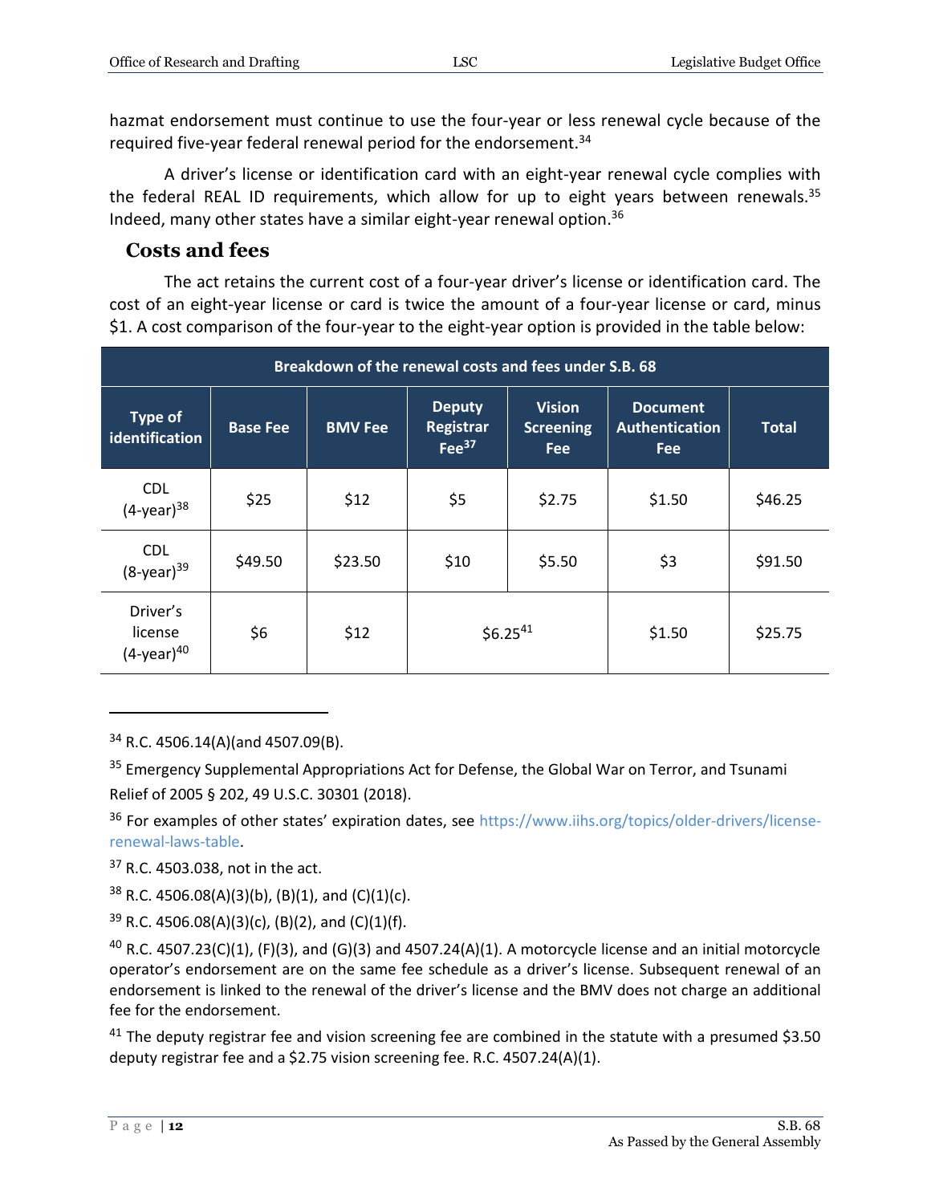hazmat endorsement must continue to use the four-year or less renewal cycle because of the required five-year federal renewal period for the endorsement.[34]

A driver's license or identification card with an eight-year renewal cycle complies with the federal REAL ID requirements, which allow for up to eight years between renewals.[35] Indeed, many other states have a similar eight-year renewal option.[36]

## Costs and fees

The act retains the current cost of a four-year driver's license or identification card. The cost of an eight-year license or card is twice the amount of a four-year license or card, minus $1. A cost comparison of the four-year to the eight-year option is provided in the table below:

| Breakdown of the renewal costs and fees under S.B. 68 | | | | | | |
|---|---|---|---|---|---|---|
| Type of identification | Base Fee | BMV Fee | Deputy Registrar Fee[37] | Vision Screening Fee | Document Authentication Fee | Total |
| CDL (4-year)[38] | $25 | $12 | $5 | $2.75 | $1.50 | $46.25 |
| CDL (8-year)[39] | $49.50 | $23.50 | $10 | $5.50 | $3 | $91.50 |
| Driver's license (4-year)[40] | $6 | $12 | $6.25[41] | | $1.50 | $25.75 |

---

[34] R.C. 4506.14(A)(and 4507.09(B).

[35] Emergency Supplemental Appropriations Act for Defense, the Global War on Terror, and Tsunami Relief of 2005 § 202, 49 U.S.C. 30301 (2018).

[36] For examples of other states' expiration dates, see https://www.iihs.org/topics/older-drivers/license-renewal-laws-table.

[37] R.C. 4503.038, not in the act.

[38] R.C. 4506.08(A)(3)(b), (B)(1), and (C)(1)(c).

[39] R.C. 4506.08(A)(3)(c), (B)(2), and (C)(1)(f).

[40] R.C. 4507.23(C)(1), (F)(3), and (G)(3) and 4507.24(A)(1). A motorcycle license and an initial motorcycle operator's endorsement are on the same fee schedule as a driver's license. Subsequent renewal of an endorsement is linked to the renewal of the driver's license and the BMV does not charge an additional fee for the endorsement.

[41] The deputy registrar fee and vision screening fee are combined in the statute with a presumed $3.50 deputy registrar fee and a $2.75 vision screening fee. R.C. 4507.24(A)(1).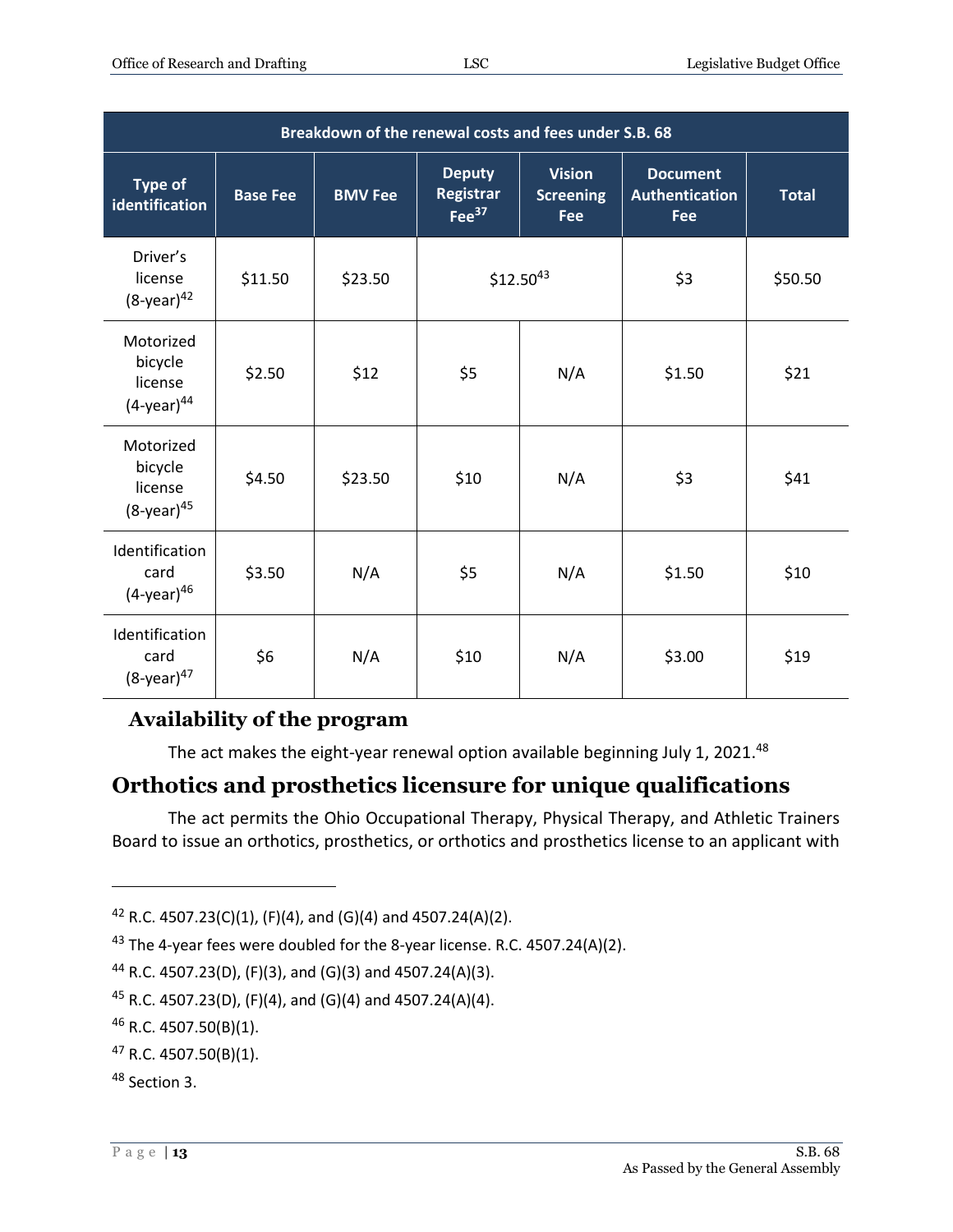| Breakdown of the renewal costs and fees under S.B. 68 | | | | | | |
|---|---|---|---|---|---|---|
| Type of identification | Base Fee | BMV Fee | Deputy Registrar Fee[37] | Vision Screening Fee | Document Authentication Fee | Total |
| Driver's license (8-year)[42] | $11.50 | $23.50 | $12.50[43] | | $3 | $50.50 |
| Motorized bicycle license (4-year)[44] | $2.50 | $12 | $5 | N/A | $1.50 | $21 |
| Motorized bicycle license (8-year)[45] | $4.50 | $23.50 | $10 | N/A | $3 | $41 |
| Identification card (4-year)[46] | $3.50 | N/A | $5 | N/A | $1.50 | $10 |
| Identification card (8-year)[47] | $6 | N/A | $10 | N/A | $3.00 | $19 |

### Availability of the program

The act makes the eight-year renewal option available beginning July 1, 2021.[48]

## Orthotics and prosthetics licensure for unique qualifications

The act permits the Ohio Occupational Therapy, Physical Therapy, and Athletic Trainers Board to issue an orthotics, prosthetics, or orthotics and prosthetics license to an applicant with

---

[42] R.C. 4507.23(C)(1), (F)(4), and (G)(4) and 4507.24(A)(2).

[43] The 4-year fees were doubled for the 8-year license. R.C. 4507.24(A)(2).

[44] R.C. 4507.23(D), (F)(3), and (G)(3) and 4507.24(A)(3).

[45] R.C. 4507.23(D), (F)(4), and (G)(4) and 4507.24(A)(4).

[46] R.C. 4507.50(B)(1).

[47] R.C. 4507.50(B)(1).

[48] Section 3.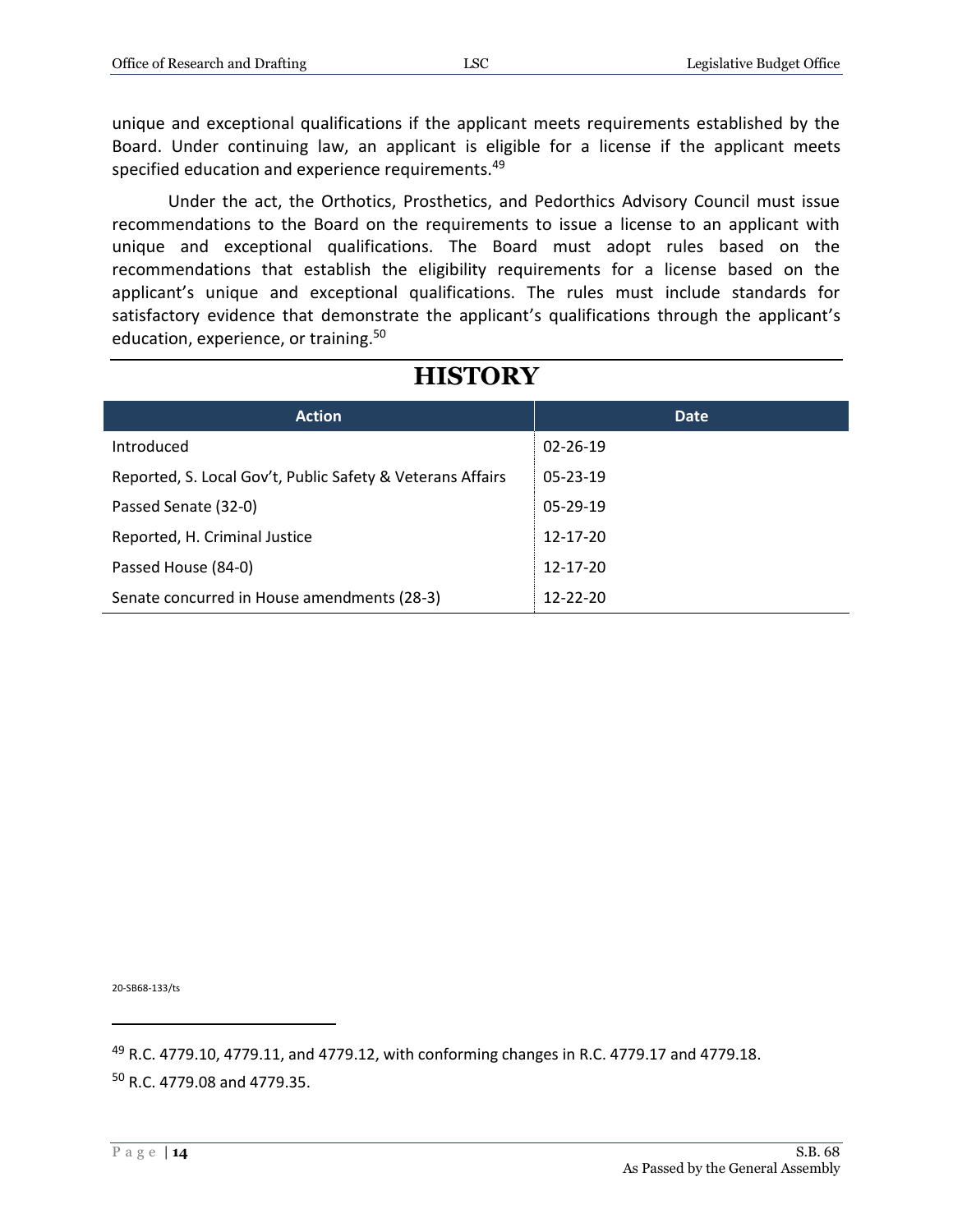unique and exceptional qualifications if the applicant meets requirements established by the Board. Under continuing law, an applicant is eligible for a license if the applicant meets specified education and experience requirements.[49]

Under the act, the Orthotics, Prosthetics, and Pedorthics Advisory Council must issue recommendations to the Board on the requirements to issue a license to an applicant with unique and exceptional qualifications. The Board must adopt rules based on the recommendations that establish the eligibility requirements for a license based on the applicant's unique and exceptional qualifications. The rules must include standards for satisfactory evidence that demonstrate the applicant's qualifications through the applicant's education, experience, or training.[50]

# HISTORY

| Action | Date |
|---|---|
| Introduced | 02-26-19 |
| Reported, S. Local Gov't, Public Safety & Veterans Affairs | 05-23-19 |
| Passed Senate (32-0) | 05-29-19 |
| Reported, H. Criminal Justice | 12-17-20 |
| Passed House (84-0) | 12-17-20 |
| Senate concurred in House amendments (28-3) | 12-22-20 |

20-SB68-133/ts

[49] R.C. 4779.10, 4779.11, and 4779.12, with conforming changes in R.C. 4779.17 and 4779.18.

[50] R.C. 4779.08 and 4779.35.